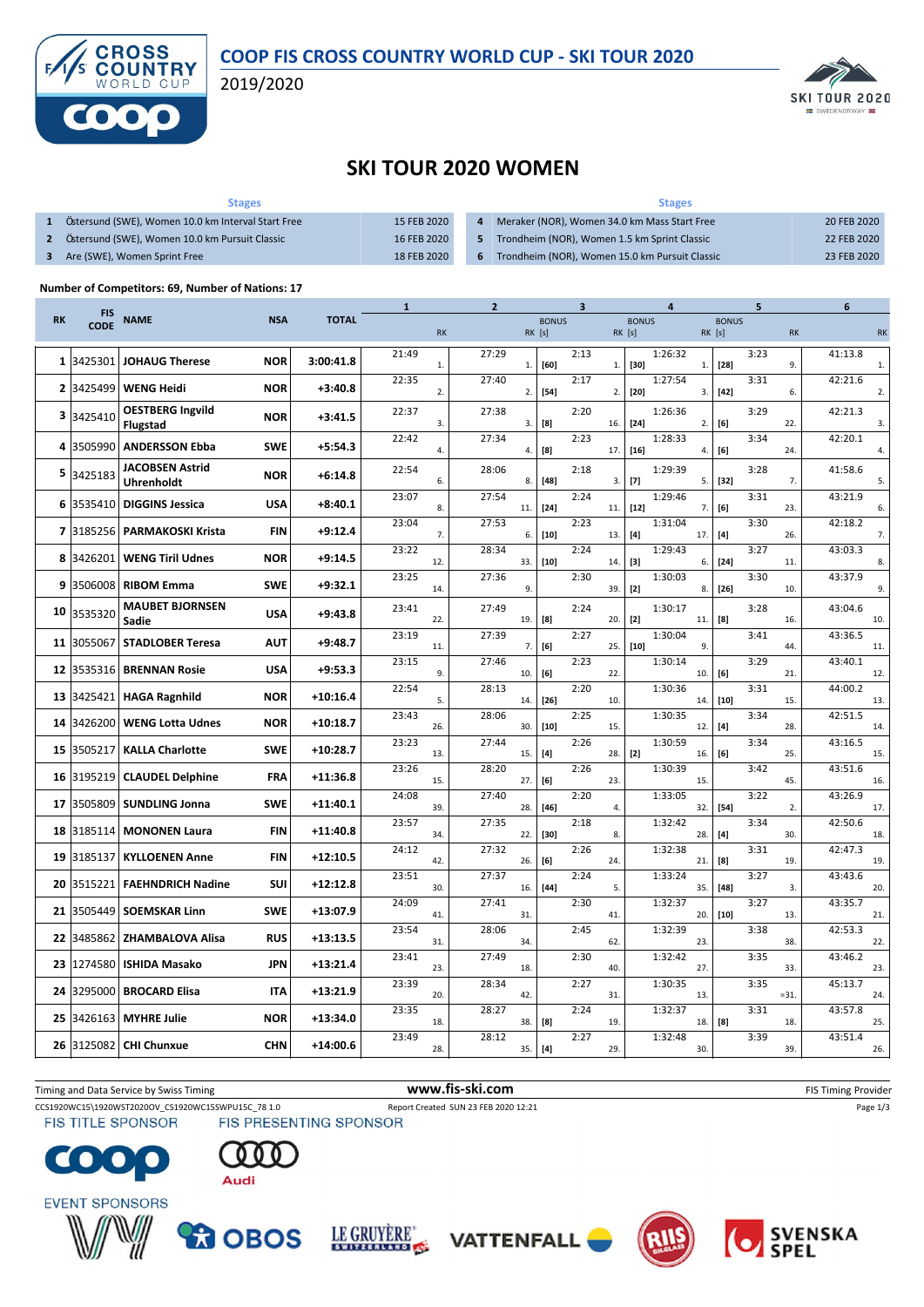# COOP FIS CROSS COUNTRY WORLD CUP - SKI TOUR 2020

2019/2020

## SKI TOUR 2020 WOMEN

| | Stages | |
|---|---|---|
| 1 | Östersund (SWE), Women 10.0 km Interval Start Free | 15 FEB 2020 |
| 2 | Östersund (SWE), Women 10.0 km Pursuit Classic | 16 FEB 2020 |
| 3 | Are (SWE), Women Sprint Free | 18 FEB 2020 |
| 4 | Meraker (NOR), Women 34.0 km Mass Start Free | 20 FEB 2020 |
| 5 | Trondheim (NOR), Women 1.5 km Sprint Classic | 22 FEB 2020 |
| 6 | Trondheim (NOR), Women 15.0 km Pursuit Classic | 23 FEB 2020 |

**Number of Competitors: 69, Number of Nations: 17**

| RK | FIS CODE | NAME | NSA | TOTAL | 1 | | 2 | | 3 | | | 4 | | | 5 | | | 6 | |
|---|---|---|---|---|---|---|---|---|---|---|---|---|---|---|---|---|---|---|---|
| | | | | | | RK | | RK | BONUS [s] | | RK | BONUS [s] | | RK | BONUS [s] | | RK | | RK |
| 1 | 3425301 | JOHAUG Therese | NOR | 3:00:41.8 | 21:49 | 1. | 27:29 | 1. | [60] | 2:13 | 1. | [30] | 1:26:32 | 1. | [28] | 3:23 | 9. | 41:13.8 | 1. |
| 2 | 3425499 | WENG Heidi | NOR | +3:40.8 | 22:35 | 2. | 27:40 | 2. | [54] | 2:17 | 2. | [20] | 1:27:54 | 2. | [42] | 3:31 | 6. | 42:21.6 | 2. |
| 3 | 3425410 | OESTBERG Ingvild Flugstad | NOR | +3:41.5 | 22:37 | 3. | 27:38 | 3. | [8] | 2:20 | 16. | [24] | 1:26:36 | 3. | [6] | 3:29 | 22. | 42:21.3 | 3. |
| 4 | 3505990 | ANDERSSON Ebba | SWE | +5:54.3 | 22:42 | 4. | 27:34 | 4. | [8] | 2:23 | 17. | [16] | 1:28:33 | 4. | [6] | 3:34 | 24. | 42:20.1 | 4. |
| 5 | 3425183 | JACOBSEN Astrid Uhrenholdt | NOR | +6:14.8 | 22:54 | 6. | 28:06 | 8. | [48] | 2:18 | 3. | [7] | 1:29:39 | 5. | [32] | 3:28 | 7. | 41:58.6 | 5. |
| 6 | 3535410 | DIGGINS Jessica | USA | +8:40.1 | 23:07 | 8. | 27:54 | 11. | [24] | 2:24 | 11. | [12] | 1:29:46 | 7. | [6] | 3:31 | 23. | 43:21.9 | 6. |
| 7 | 3185256 | PARMAKOSKI Krista | FIN | +9:12.4 | 23:04 | 7. | 27:53 | 6. | [10] | 2:23 | 13. | [4] | 1:31:04 | 17. | [4] | 3:30 | 26. | 42:18.2 | 7. |
| 8 | 3426201 | WENG Tiril Udnes | NOR | +9:14.5 | 23:22 | 12. | 28:34 | 33. | [10] | 2:24 | 14. | [3] | 1:29:43 | 6. | [24] | 3:27 | 11. | 43:03.3 | 8. |
| 9 | 3506008 | RIBOM Emma | SWE | +9:32.1 | 23:25 | 14. | 27:36 | 9. | | 2:30 | 39. | [2] | 1:30:03 | 8. | [26] | 3:30 | 10. | 43:37.9 | 9. |
| 10 | 3535320 | MAUBET BJORNSEN Sadie | USA | +9:43.8 | 23:41 | 22. | 27:49 | 19. | [8] | 2:24 | 20. | [2] | 1:30:17 | 11. | [8] | 3:28 | 16. | 43:04.6 | 10. |
| 11 | 3055067 | STADLOBER Teresa | AUT | +9:48.7 | 23:19 | 11. | 27:39 | 7. | [6] | 2:27 | 25. | [10] | 1:30:04 | 9. | | 3:41 | 44. | 43:36.5 | 11. |
| 12 | 3535316 | BRENNAN Rosie | USA | +9:53.3 | 23:15 | 9. | 27:46 | 10. | [6] | 2:23 | 22. | | 1:30:14 | 10. | [6] | 3:29 | 21. | 43:40.1 | 12. |
| 13 | 3425421 | HAGA Ragnhild | NOR | +10:16.4 | 22:54 | 5. | 28:13 | 14. | [26] | 2:20 | 10. | | 1:30:36 | 14. | [10] | 3:31 | 15. | 44:00.2 | 13. |
| 14 | 3426200 | WENG Lotta Udnes | NOR | +10:18.7 | 23:43 | 26. | 28:06 | 30. | [10] | 2:25 | 15. | | 1:30:35 | 12. | [4] | 3:34 | 28. | 42:51.5 | 14. |
| 15 | 3505217 | KALLA Charlotte | SWE | +10:28.7 | 23:23 | 13. | 27:44 | 15. | [4] | 2:26 | 28. | [2] | 1:30:59 | 16. | [6] | 3:34 | 25. | 43:16.5 | 15. |
| 16 | 3195219 | CLAUDEL Delphine | FRA | +11:36.8 | 23:26 | 15. | 28:20 | 27. | [6] | 2:26 | 23. | | 1:30:39 | 15. | | 3:42 | 45. | 43:51.6 | 16. |
| 17 | 3505809 | SUNDLING Jonna | SWE | +11:40.1 | 24:08 | 39. | 27:40 | 28. | [46] | 2:20 | 4. | | 1:33:05 | 32. | [54] | 3:22 | 2. | 43:26.9 | 17. |
| 18 | 3185114 | MONONEN Laura | FIN | +11:40.8 | 23:57 | 34. | 27:35 | 22. | [30] | 2:18 | 8. | | 1:32:42 | 28. | [4] | 3:34 | 30. | 42:50.6 | 18. |
| 19 | 3185137 | KYLLOENEN Anne | FIN | +12:10.5 | 24:12 | 42. | 27:32 | 26. | [6] | 2:26 | 24. | | 1:32:38 | 21. | [8] | 3:31 | 19. | 42:47.3 | 19. |
| 20 | 3515221 | FAEHNDRICH Nadine | SUI | +12:12.8 | 23:51 | 30. | 27:37 | 16. | [44] | 2:24 | 5. | | 1:33:24 | 35. | [48] | 3:27 | 3. | 43:43.6 | 20. |
| 21 | 3505449 | SOEMSKAR Linn | SWE | +13:07.9 | 24:09 | 41. | 27:41 | 31. | | 2:30 | 41. | | 1:32:37 | 20. | [10] | 3:27 | 13. | 43:35.7 | 21. |
| 22 | 3485862 | ZHAMBALOVA Alisa | RUS | +13:13.5 | 23:54 | 31. | 28:06 | 34. | | 2:45 | 62. | | 1:32:39 | 23. | | 3:38 | 38. | 42:53.3 | 22. |
| 23 | 1274580 | ISHIDA Masako | JPN | +13:21.4 | 23:41 | 23. | 27:49 | 18. | | 2:30 | 40. | | 1:32:42 | 27. | | 3:35 | 33. | 43:46.2 | 23. |
| 24 | 3295000 | BROCARD Elisa | ITA | +13:21.9 | 23:39 | 20. | 28:34 | 42. | | 2:27 | 31. | | 1:30:35 | 13. | | 3:35 | =31. | 45:13.7 | 24. |
| 25 | 3426163 | MYHRE Julie | NOR | +13:34.0 | 23:35 | 18. | 28:27 | 38. | [8] | 2:24 | 19. | | 1:32:37 | 18. | [8] | 3:31 | 18. | 43:57.8 | 25. |
| 26 | 3125082 | CHI Chunxue | CHN | +14:00.6 | 23:49 | 28. | 28:12 | 35. | [4] | 2:27 | 29. | | 1:32:48 | 30. | | 3:39 | 39. | 43:51.4 | 26. |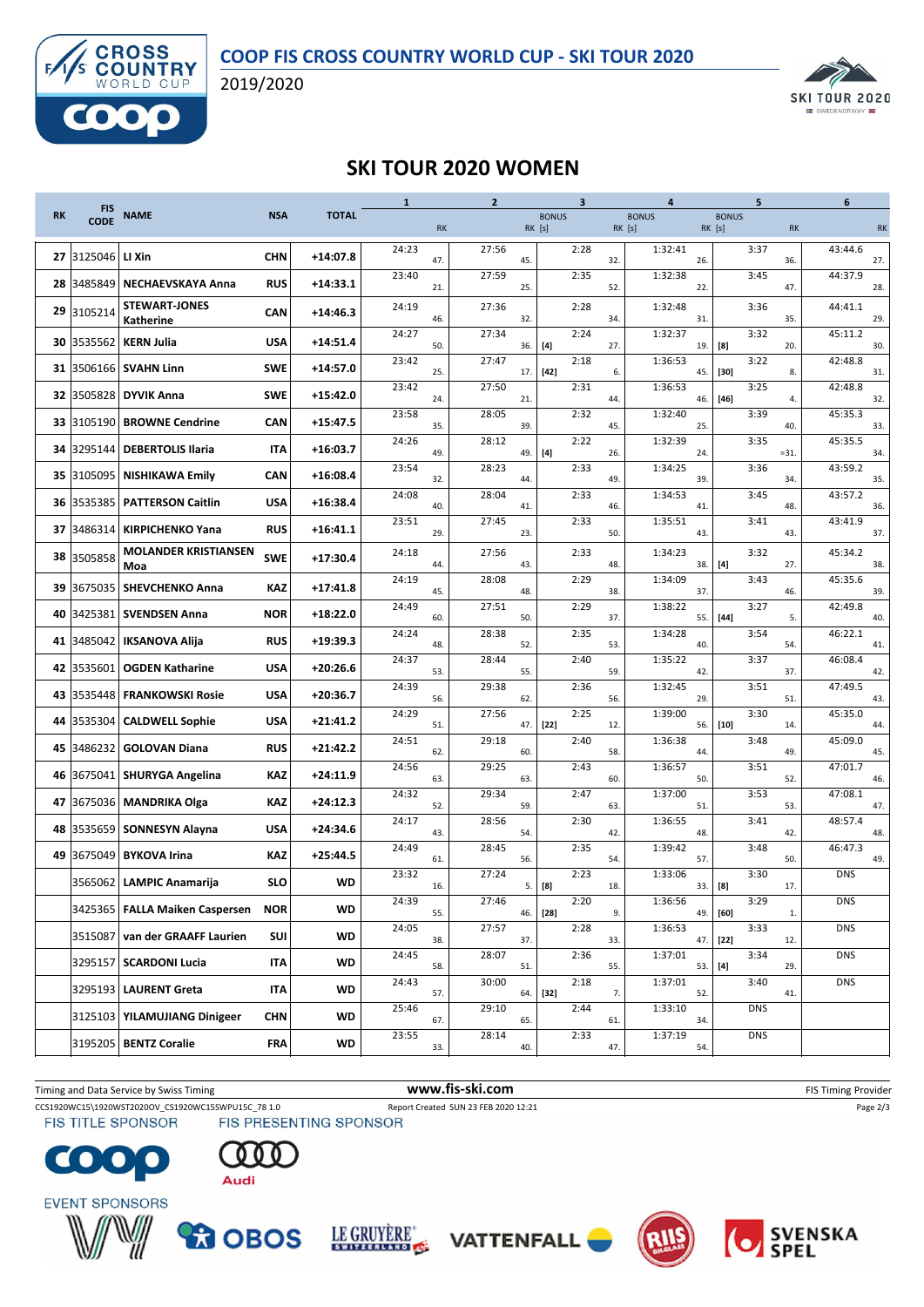## SKI TOUR 2020 WOMEN

| RK | FIS CODE | NAME | NSA | TOTAL | 1 | RK | 2 | BONUS RK [s] | 3 | BONUS RK [s] | 4 | BONUS RK [s] | 5 | RK | 6 | RK |
|---|---|---|---|---|---|---|---|---|---|---|---|---|---|---|---|---|
| 27 | 3125046 | LI Xin | CHN | +14:07.8 | 24:23 | 47. | 27:56 | 45. | 2:28 | 32. | 1:32:41 | 26. | 3:37 | 36. | 43:44.6 | 27. |
| 28 | 3485849 | NECHAEVSKAYA Anna | RUS | +14:33.1 | 23:40 | 21. | 27:59 | 25. | 2:35 | 52. | 1:32:38 | 22. | 3:45 | 47. | 44:37.9 | 28. |
| 29 | 3105214 | STEWART-JONES Katherine | CAN | +14:46.3 | 24:19 | 46. | 27:36 | 32. | 2:28 | 34. | 1:32:48 | 31. | 3:36 | 35. | 44:41.1 | 29. |
| 30 | 3535562 | KERN Julia | USA | +14:51.4 | 24:27 | 50. | 27:34 | 36. [4] | 2:24 | 27. | 1:32:37 | 19. [8] | 3:32 | 20. | 45:11.2 | 30. |
| 31 | 3506166 | SVAHN Linn | SWE | +14:57.0 | 23:42 | 25. | 27:47 | 17. [42] | 2:18 | 6. | 1:36:53 | 45. [30] | 3:22 | 8. | 42:48.8 | 31. |
| 32 | 3505828 | DYVIK Anna | SWE | +15:42.0 | 23:42 | 24. | 27:50 | 21. | 2:31 | 44. | 1:36:53 | 46. [46] | 3:25 | 4. | 42:48.8 | 32. |
| 33 | 3105190 | BROWNE Cendrine | CAN | +15:47.5 | 23:58 | 35. | 28:05 | 39. | 2:32 | 45. | 1:32:40 | 25. | 3:39 | 40. | 45:35.3 | 33. |
| 34 | 3295144 | DEBERTOLIS Ilaria | ITA | +16:03.7 | 24:26 | 49. | 28:12 | 49. [4] | 2:22 | 26. | 1:32:39 | 24. | 3:35 | =31. | 45:35.5 | 34. |
| 35 | 3105095 | NISHIKAWA Emily | CAN | +16:08.4 | 23:54 | 32. | 28:23 | 44. | 2:33 | 49. | 1:34:25 | 39. | 3:36 | 34. | 43:59.2 | 35. |
| 36 | 3535385 | PATTERSON Caitlin | USA | +16:38.4 | 24:08 | 40. | 28:04 | 41. | 2:33 | 46. | 1:34:53 | 41. | 3:45 | 48. | 43:57.2 | 36. |
| 37 | 3486314 | KIRPICHENKO Yana | RUS | +16:41.1 | 23:51 | 29. | 27:45 | 23. | 2:33 | 50. | 1:35:51 | 43. | 3:41 | 43. | 43:41.9 | 37. |
| 38 | 3505858 | MOLANDER KRISTIANSEN Moa | SWE | +17:30.4 | 24:18 | 44. | 27:56 | 43. | 2:33 | 48. | 1:34:23 | 38. [4] | 3:32 | 27. | 45:34.2 | 38. |
| 39 | 3675035 | SHEVCHENKO Anna | KAZ | +17:41.8 | 24:19 | 45. | 28:08 | 48. | 2:29 | 38. | 1:34:09 | 37. | 3:43 | 46. | 45:35.6 | 39. |
| 40 | 3425381 | SVENDSEN Anna | NOR | +18:22.0 | 24:49 | 60. | 27:51 | 50. | 2:29 | 37. | 1:38:22 | 55. [44] | 3:27 | 5. | 42:49.8 | 40. |
| 41 | 3485042 | IKSANOVA Alija | RUS | +19:39.3 | 24:24 | 48. | 28:38 | 52. | 2:35 | 53. | 1:34:28 | 40. | 3:54 | 54. | 46:22.1 | 41. |
| 42 | 3535601 | OGDEN Katharine | USA | +20:26.6 | 24:37 | 53. | 28:44 | 55. | 2:40 | 59. | 1:35:22 | 42. | 3:37 | 37. | 46:08.4 | 42. |
| 43 | 3535448 | FRANKOWSKI Rosie | USA | +20:36.7 | 24:39 | 56. | 29:38 | 62. | 2:36 | 56. | 1:32:45 | 29. | 3:51 | 51. | 47:49.5 | 43. |
| 44 | 3535304 | CALDWELL Sophie | USA | +21:41.2 | 24:29 | 51. | 27:56 | 47. [22] | 2:25 | 12. | 1:39:00 | 56. [10] | 3:30 | 14. | 45:35.0 | 44. |
| 45 | 3486232 | GOLOVAN Diana | RUS | +21:42.2 | 24:51 | 62. | 29:18 | 60. | 2:40 | 58. | 1:36:38 | 44. | 3:48 | 49. | 45:09.0 | 45. |
| 46 | 3675041 | SHURYGA Angelina | KAZ | +24:11.9 | 24:56 | 63. | 29:25 | 63. | 2:43 | 60. | 1:36:57 | 50. | 3:51 | 52. | 47:01.7 | 46. |
| 47 | 3675036 | MANDRIKA Olga | KAZ | +24:12.3 | 24:32 | 52. | 29:34 | 59. | 2:47 | 63. | 1:37:00 | 51. | 3:53 | 53. | 47:08.1 | 47. |
| 48 | 3535659 | SONNESYN Alayna | USA | +24:34.6 | 24:17 | 43. | 28:56 | 54. | 2:30 | 42. | 1:36:55 | 48. | 3:41 | 42. | 48:57.4 | 48. |
| 49 | 3675049 | BYKOVA Irina | KAZ | +25:44.5 | 24:49 | 61. | 28:45 | 56. | 2:35 | 54. | 1:39:42 | 57. | 3:48 | 50. | 46:47.3 | 49. |
| | 3565062 | LAMPIC Anamarija | SLO | WD | 23:32 | 16. | 27:24 | 5. [8] | 2:23 | 18. | 1:33:06 | 33. [8] | 3:30 | 17. | DNS | |
| | 3425365 | FALLA Maiken Caspersen | NOR | WD | 24:39 | 55. | 27:46 | 46. [28] | 2:20 | 9. | 1:36:56 | 49. [60] | 3:29 | 1. | DNS | |
| | 3515087 | van der GRAAFF Laurien | SUI | WD | 24:05 | 38. | 27:57 | 37. | 2:28 | 33. | 1:36:53 | 47. [22] | 3:33 | 12. | DNS | |
| | 3295157 | SCARDONI Lucia | ITA | WD | 24:45 | 58. | 28:07 | 51. | 2:36 | 55. | 1:37:01 | 53. [4] | 3:34 | 29. | DNS | |
| | 3295193 | LAURENT Greta | ITA | WD | 24:43 | 57. | 30:00 | 64. [32] | 2:18 | 7. | 1:37:01 | 52. | 3:40 | 41. | DNS | |
| | 3125103 | YILAMUJIANG Dinigeer | CHN | WD | 25:46 | 67. | 29:10 | 65. | 2:44 | 61. | 1:33:10 | 34. | DNS | | | |
| | 3195205 | BENTZ Coralie | FRA | WD | 23:55 | 33. | 28:14 | 40. | 2:33 | 47. | 1:37:19 | 54. | DNS | | | |

Timing and Data Service by Swiss Timing — www.fis-ski.com — FIS Timing Provider

CCS1920WC15\1920WST2020OV_CS1920WC15SWPU15C_78 1.0 — Report Created SUN 23 FEB 2020 12:21

FIS TITLE SPONSOR — FIS PRESENTING SPONSOR — EVENT SPONSORS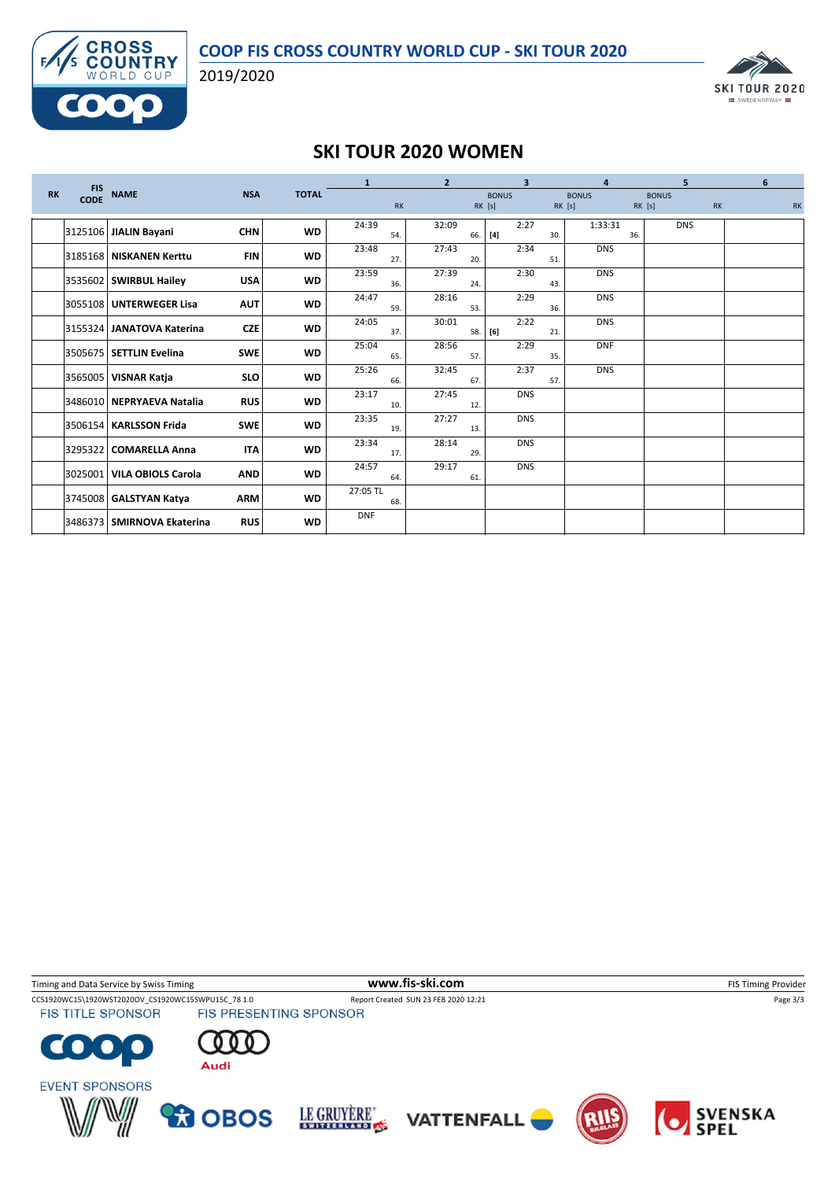# COOP FIS CROSS COUNTRY WORLD CUP - SKI TOUR 2020

2019/2020

## SKI TOUR 2020 WOMEN

| RK | FIS CODE | NAME | NSA | TOTAL | 1 | RK | 2 | RK | BONUS [s] | 3 | RK | BONUS [s] | 4 | RK | BONUS [s] | 5 | RK | 6 | RK |
|---|---|---|---|---|---|---|---|---|---|---|---|---|---|---|---|---|---|---|---|
| | 3125106 | JIALIN Bayani | CHN | WD | 24:39 | 54. | 32:09 | 66. | [4] | 2:27 | 30. | | 1:33:31 | 36. | | DNS | | | |
| | 3185168 | NISKANEN Kerttu | FIN | WD | 23:48 | 27. | 27:43 | 20. | | 2:34 | 51. | | DNS | | | | | | |
| | 3535602 | SWIRBUL Hailey | USA | WD | 23:59 | 36. | 27:39 | 24. | | 2:30 | 43. | | DNS | | | | | | |
| | 3055108 | UNTERWEGER Lisa | AUT | WD | 24:47 | 59. | 28:16 | 53. | | 2:29 | 36. | | DNS | | | | | | |
| | 3155324 | JANATOVA Katerina | CZE | WD | 24:05 | 37. | 30:01 | 58. | [6] | 2:22 | 21. | | DNS | | | | | | |
| | 3505675 | SETTLIN Evelina | SWE | WD | 25:04 | 65. | 28:56 | 57. | | 2:29 | 35. | | DNF | | | | | | |
| | 3565005 | VISNAR Katja | SLO | WD | 25:26 | 66. | 32:45 | 67. | | 2:37 | 57. | | DNS | | | | | | |
| | 3486010 | NEPRYAEVA Natalia | RUS | WD | 23:17 | 10. | 27:45 | 12. | | DNS | | | | | | | | | |
| | 3506154 | KARLSSON Frida | SWE | WD | 23:35 | 19. | 27:27 | 13. | | DNS | | | | | | | | | |
| | 3295322 | COMARELLA Anna | ITA | WD | 23:34 | 17. | 28:14 | 29. | | DNS | | | | | | | | | |
| | 3025001 | VILA OBIOLS Carola | AND | WD | 24:57 | 64. | 29:17 | 61. | | DNS | | | | | | | | | |
| | 3745008 | GALSTYAN Katya | ARM | WD | 27:05 TL | 68. | | | | | | | | | | | | | |
| | 3486373 | SMIRNOVA Ekaterina | RUS | WD | DNF | | | | | | | | | | | | | | |

Timing and Data Service by Swiss Timing | www.fis-ski.com | FIS Timing Provider

CCS1920WC15\1920WST2020OV_CS1920WC15SWPU15C_78 1.0 | Report Created SUN 23 FEB 2020 12:21